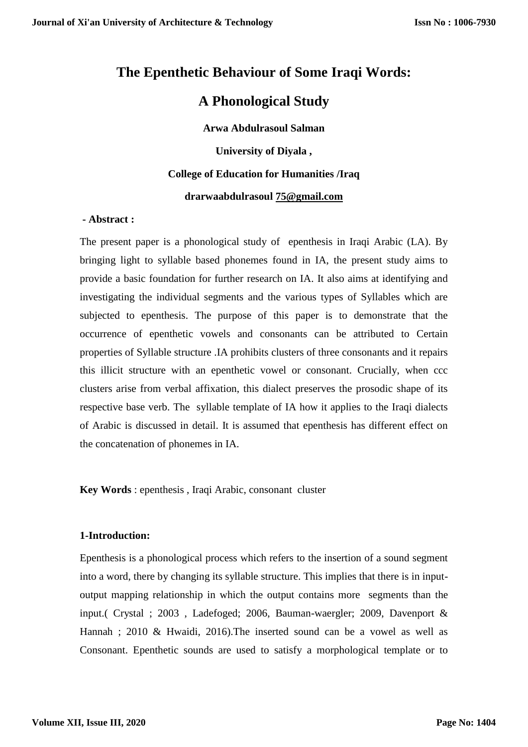# The Epenthetic Behaviour of Some Iraqi Words: A Phonological Study

**Arwa Abdulrasoul Salman**

**University of Diyala ,**

**College of Education for Humanities /Iraq**

**drarwaabdulrasoul 75@gmail.com**

**- Abstract :**

The present paper is a phonological study of epenthesis in Iraqi Arabic (LA). By bringing light to syllable based phonemes found in IA, the present study aims to provide a basic foundation for further research on IA. It also aims at identifying and investigating the individual segments and the various types of Syllables which are subjected to epenthesis. The purpose of this paper is to demonstrate that the occurrence of epenthetic vowels and consonants can be attributed to Certain properties of Syllable structure .IA prohibits clusters of three consonants and it repairs this illicit structure with an epenthetic vowel or consonant. Crucially, when ccc clusters arise from verbal affixation, this dialect preserves the prosodic shape of its respective base verb. The syllable template of IA how it applies to the Iraqi dialects of Arabic is discussed in detail. It is assumed that epenthesis has different effect on the concatenation of phonemes in IA.

**Key Words** : epenthesis , Iraqi Arabic, consonant cluster

### 1-Introduction:

Epenthesis is a phonological process which refers to the insertion of a sound segment into a word, there by changing its syllable structure. This implies that there is in input-output mapping relationship in which the output contains more segments than the input.( Crystal ; 2003 , Ladefoged; 2006, Bauman-waergler; 2009, Davenport & Hannah ; 2010 & Hwaidi, 2016).The inserted sound can be a vowel as well as Consonant. Epenthetic sounds are used to satisfy a morphological template or to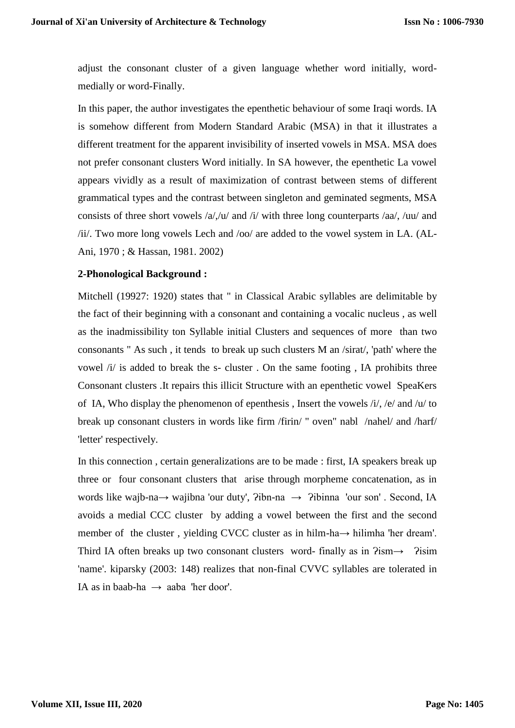adjust the consonant cluster of a given language whether word initially, word-medially or word-Finally.

In this paper, the author investigates the epenthetic behaviour of some Iraqi words. IA is somehow different from Modern Standard Arabic (MSA) in that it illustrates a different treatment for the apparent invisibility of inserted vowels in MSA. MSA does not prefer consonant clusters Word initially. In SA however, the epenthetic La vowel appears vividly as a result of maximization of contrast between stems of different grammatical types and the contrast between singleton and geminated segments, MSA consists of three short vowels /a/,/u/ and /i/ with three long counterparts /aa/, /uu/ and /ii/. Two more long vowels Lech and /oo/ are added to the vowel system in LA. (AL-Ani, 1970 ; & Hassan, 1981. 2002)

**2-Phonological Background :**

Mitchell (19927: 1920) states that " in Classical Arabic syllables are delimitable by the fact of their beginning with a consonant and containing a vocalic nucleus , as well as the inadmissibility ton Syllable initial Clusters and sequences of more than two consonants " As such , it tends to break up such clusters M an /sirat/, 'path' where the vowel /i/ is added to break the s- cluster . On the same footing , IA prohibits three Consonant clusters .It repairs this illicit Structure with an epenthetic vowel SpeaKers of IA, Who display the phenomenon of epenthesis , Insert the vowels /i/, /e/ and /u/ to break up consonant clusters in words like firm /firin/ " oven" nabl /nahel/ and /harf/ 'letter' respectively.

In this connection , certain generalizations are to be made : first, IA speakers break up three or four consonant clusters that arise through morpheme concatenation, as in words like wajb-na→ wajibna 'our duty', ʔibn-na → ʔibinna 'our son' . Second, IA avoids a medial CCC cluster by adding a vowel between the first and the second member of the cluster , yielding CVCC cluster as in hilm-ha→ hilimha 'her dream'. Third IA often breaks up two consonant clusters word- finally as in ʔism→ ʔisim 'name'. kiparsky (2003: 148) realizes that non-final CVVC syllables are tolerated in IA as in baab-ha → aaba 'her door'.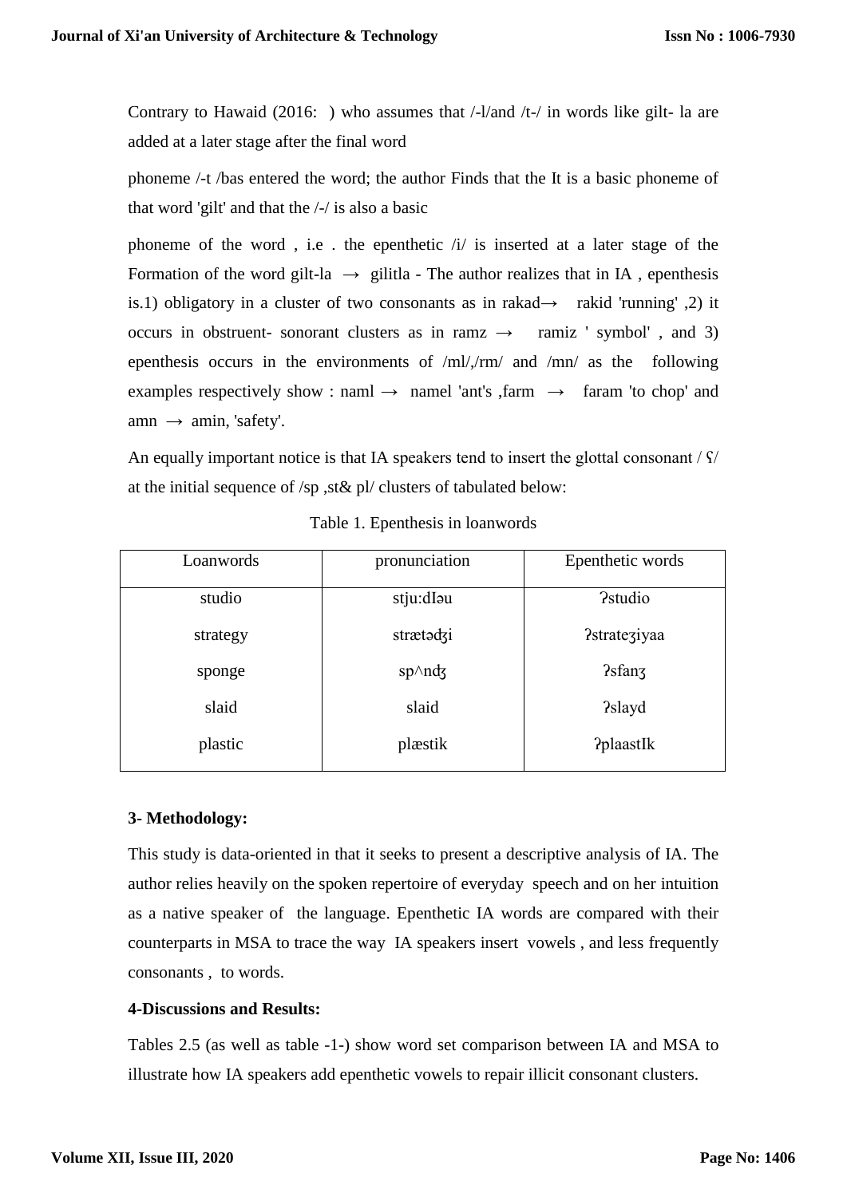Contrary to Hawaid (2016: ) who assumes that /-l/and /t-/ in words like gilt- la are added at a later stage after the final word

phoneme /-t /bas entered the word; the author Finds that the It is a basic phoneme of that word 'gilt' and that the /-/ is also a basic

phoneme of the word , i.e . the epenthetic /i/ is inserted at a later stage of the Formation of the word gilt-la → gilitla - The author realizes that in IA , epenthesis is.1) obligatory in a cluster of two consonants as in rakad→ rakid 'running' ,2) it occurs in obstruent- sonorant clusters as in ramz → ramiz ' symbol' , and 3) epenthesis occurs in the environments of /ml/,/rm/ and /mn/ as the following examples respectively show : naml → namel 'ant's ,farm → faram 'to chop' and amn → amin, 'safety'.

An equally important notice is that IA speakers tend to insert the glottal consonant / ʕ/ at the initial sequence of /sp ,st& pl/ clusters of tabulated below:

Table 1. Epenthesis in loanwords

| Loanwords | pronunciation | Epenthetic words |
|---|---|---|
| studio | stju:dIəu | ʔstudio |
| strategy | strætədʒi | ʔstrateʒiyaa |
| sponge | sp^ndʒ | ʔsfanʒ |
| slaid | slaid | ʔslayd |
| plastic | plæstik | ʔplaastIk |

**3- Methodology:**

This study is data-oriented in that it seeks to present a descriptive analysis of IA. The author relies heavily on the spoken repertoire of everyday speech and on her intuition as a native speaker of the language. Epenthetic IA words are compared with their counterparts in MSA to trace the way IA speakers insert vowels , and less frequently consonants , to words.

**4-Discussions and Results:**

Tables 2.5 (as well as table -1-) show word set comparison between IA and MSA to illustrate how IA speakers add epenthetic vowels to repair illicit consonant clusters.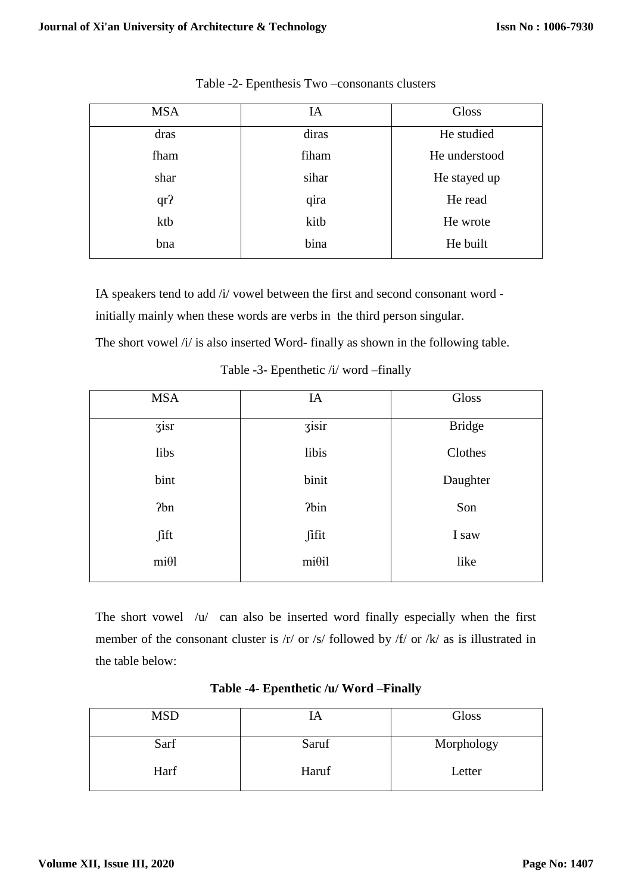Table -2- Epenthesis Two –consonants clusters

| MSA | IA | Gloss |
|---|---|---|
| dras | diras | He studied |
| fham | fiham | He understood |
| shar | sihar | He stayed up |
| qrʔ | qira | He read |
| ktb | kitb | He wrote |
| bna | bina | He built |

IA speakers tend to add /i/ vowel between the first and second consonant word - initially mainly when these words are verbs in the third person singular.

The short vowel /i/ is also inserted Word- finally as shown in the following table.

Table -3- Epenthetic /i/ word –finally

| MSA | IA | Gloss |
|---|---|---|
| ʒisr | ʒisir | Bridge |
| libs | libis | Clothes |
| bint | binit | Daughter |
| ʔbn | ʔbin | Son |
| ʃift | ʃifit | I saw |
| miθl | miθil | like |

The short vowel /u/ can also be inserted word finally especially when the first member of the consonant cluster is /r/ or /s/ followed by /f/ or /k/ as is illustrated in the table below:

**Table -4- Epenthetic /u/ Word –Finally**

| MSD | IA | Gloss |
|---|---|---|
| Sarf | Saruf | Morphology |
| Harf | Haruf | Letter |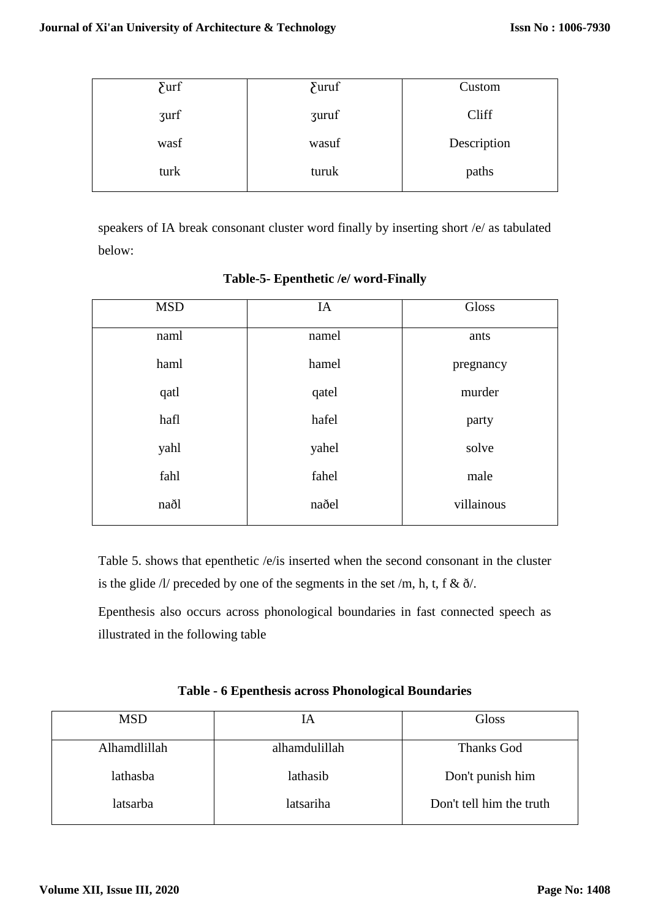| ʕurf | ʕuruf | Custom |
|---|---|---|
| ʒurf | ʒuruf | Cliff |
| wasf | wasuf | Description |
| turk | turuk | paths |

speakers of IA break consonant cluster word finally by inserting short /e/ as tabulated below:

**Table-5- Epenthetic /e/ word-Finally**

| MSD | IA | Gloss |
|---|---|---|
| naml | namel | ants |
| haml | hamel | pregnancy |
| qatl | qatel | murder |
| hafl | hafel | party |
| yahl | yahel | solve |
| fahl | fahel | male |
| naðl | naðel | villainous |

Table 5. shows that epenthetic /e/is inserted when the second consonant in the cluster is the glide /l/ preceded by one of the segments in the set /m, h, t, f & ð/.

Epenthesis also occurs across phonological boundaries in fast connected speech as illustrated in the following table

**Table - 6 Epenthesis across Phonological Boundaries**

| MSD | IA | Gloss |
|---|---|---|
| Alhamdlillah | alhamdulillah | Thanks God |
| lathasba | lathasib | Don't punish him |
| latsarba | latsariha | Don't tell him the truth |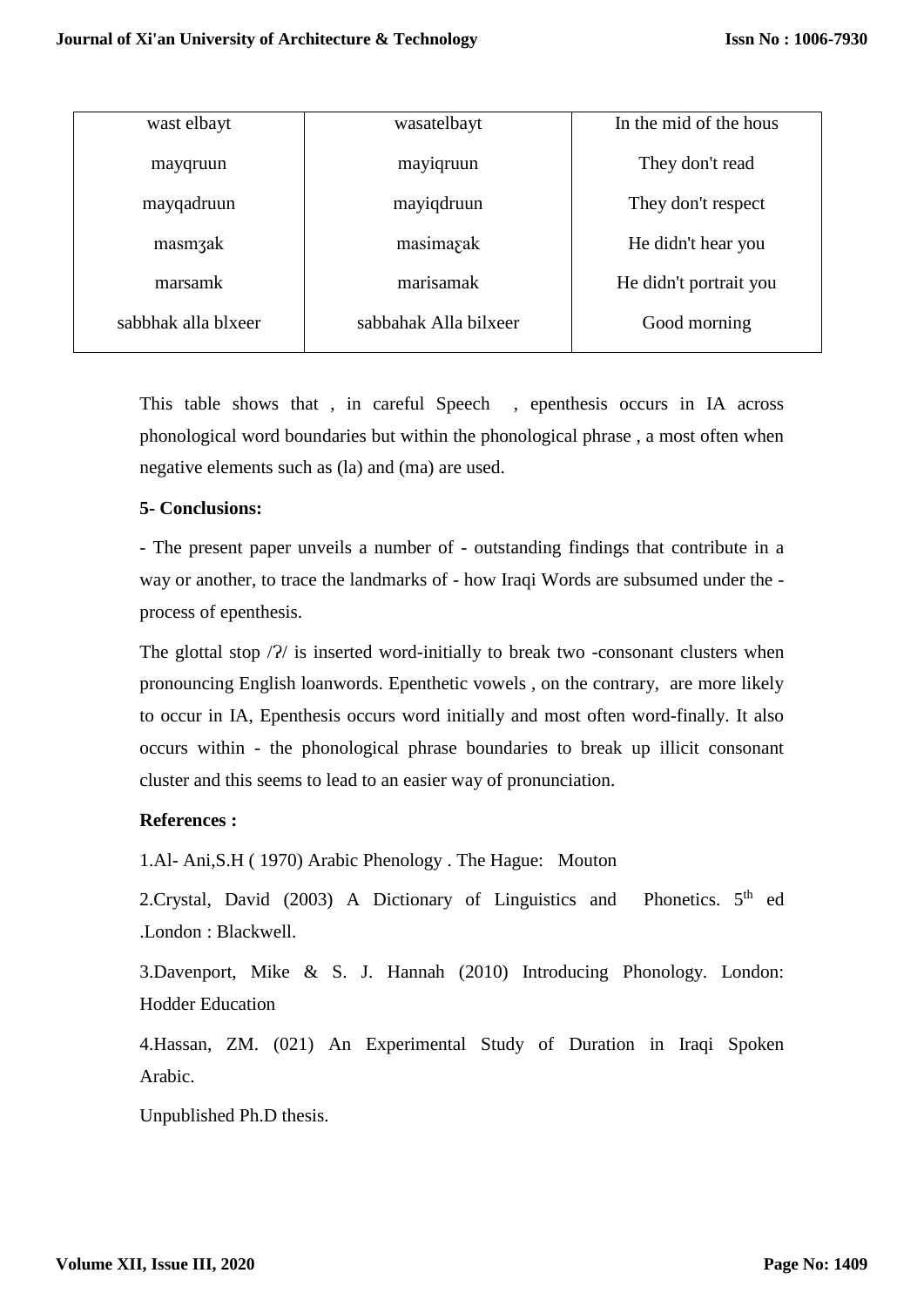| wast elbayt | wasatelbayt | In the mid of the hous |
|---|---|---|
| mayqruun | mayiqruun | They don't read |
| mayqadruun | mayiqdruun | They don't respect |
| masmʒak | masimaɛak | He didn't hear you |
| marsamk | marisamak | He didn't portrait you |
| sabbhak alla blxeer | sabbahak Alla bilxeer | Good morning |

This table shows that , in careful Speech , epenthesis occurs in IA across phonological word boundaries but within the phonological phrase , a most often when negative elements such as (la) and (ma) are used.

**5- Conclusions:**

- The present paper unveils a number of - outstanding findings that contribute in a way or another, to trace the landmarks of - how Iraqi Words are subsumed under the - process of epenthesis.

The glottal stop /ʔ/ is inserted word-initially to break two -consonant clusters when pronouncing English loanwords. Epenthetic vowels , on the contrary, are more likely to occur in IA, Epenthesis occurs word initially and most often word-finally. It also occurs within - the phonological phrase boundaries to break up illicit consonant cluster and this seems to lead to an easier way of pronunciation.

**References :**

1.Al- Ani,S.H ( 1970) Arabic Phenology . The Hague: Mouton

2.Crystal, David (2003) A Dictionary of Linguistics and Phonetics. 5th ed .London : Blackwell.

3.Davenport, Mike & S. J. Hannah (2010) Introducing Phonology. London: Hodder Education

4.Hassan, ZM. (021) An Experimental Study of Duration in Iraqi Spoken Arabic.

Unpublished Ph.D thesis.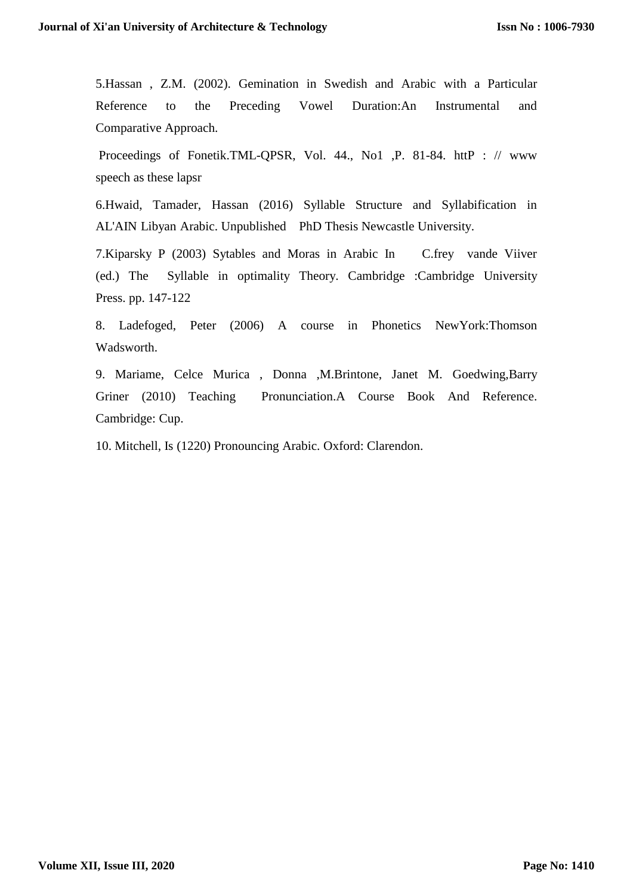5.Hassan , Z.M. (2002). Gemination in Swedish and Arabic with a Particular Reference to the Preceding Vowel Duration:An Instrumental and Comparative Approach.

Proceedings of Fonetik.TML-QPSR, Vol. 44., No1 ,P. 81-84. httP : // www speech as these lapsr

6.Hwaid, Tamader, Hassan (2016) Syllable Structure and Syllabification in AL'AIN Libyan Arabic. Unpublished PhD Thesis Newcastle University.

7.Kiparsky P (2003) Sytables and Moras in Arabic In C.frey vande Viiver (ed.) The Syllable in optimality Theory. Cambridge :Cambridge University Press. pp. 147-122

8. Ladefoged, Peter (2006) A course in Phonetics NewYork:Thomson Wadsworth.

9. Mariame, Celce Murica , Donna ,M.Brintone, Janet M. Goedwing,Barry Griner (2010) Teaching Pronunciation.A Course Book And Reference. Cambridge: Cup.

10. Mitchell, Is (1220) Pronouncing Arabic. Oxford: Clarendon.